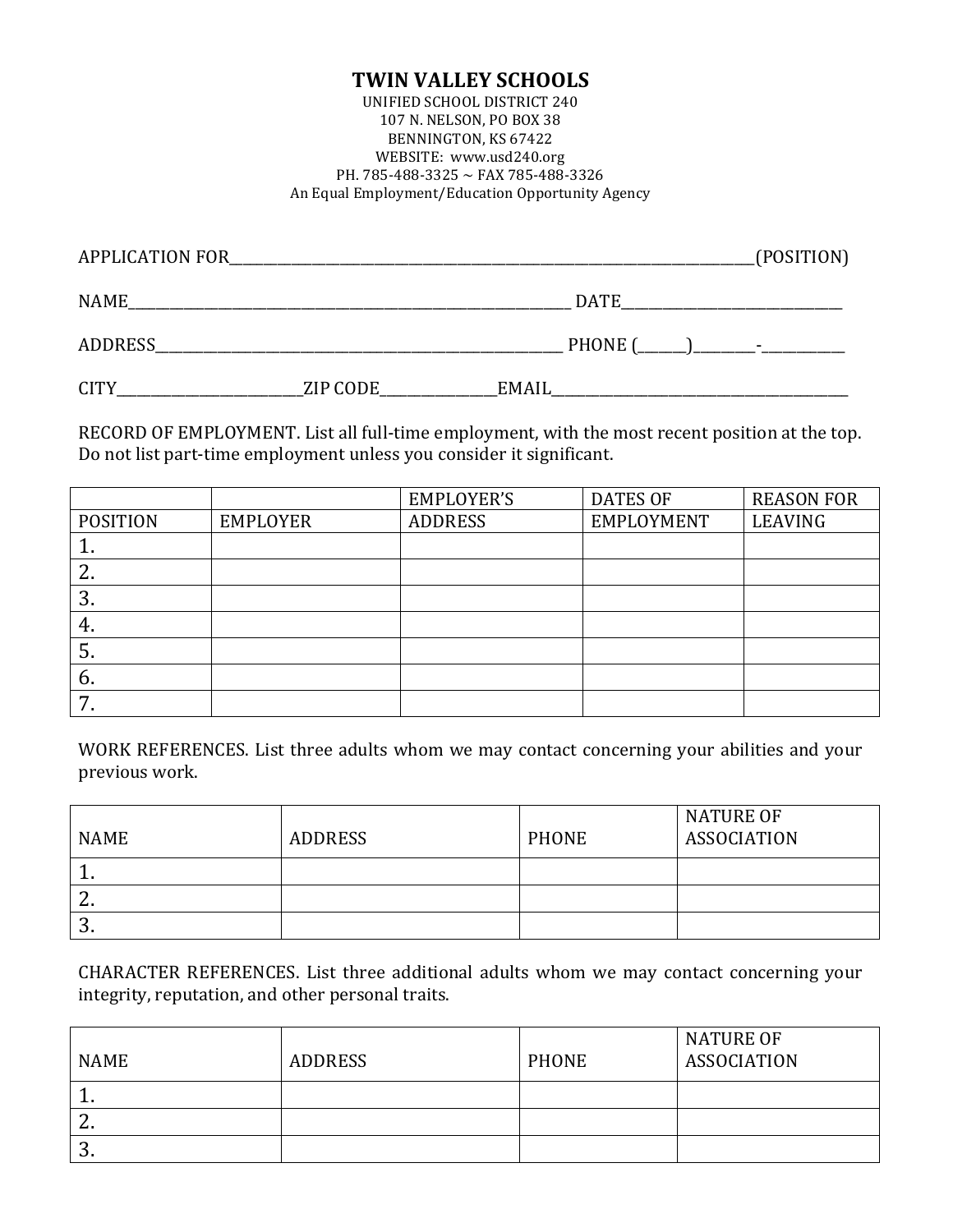# TWIN VALLEY SCHOOLS

UNIFIED SCHOOL DISTRICT 240
107 N. NELSON, PO BOX 38
BENNINGTON, KS 67422
WEBSITE: www.usd240.org
PH. 785-488-3325 ~ FAX 785-488-3326
An Equal Employment/Education Opportunity Agency

APPLICATION FOR_______________________________________________________________________________(POSITION)

NAME_________________________________________________________________ DATE________________________________

ADDRESS_____________________________________________________________ PHONE (_______)_________-____________

CITY___________________________ZIP CODE________________EMAIL___________________________________________

RECORD OF EMPLOYMENT. List all full-time employment, with the most recent position at the top. Do not list part-time employment unless you consider it significant.

| POSITION | EMPLOYER | EMPLOYER'S ADDRESS | DATES OF EMPLOYMENT | REASON FOR LEAVING |
|---|---|---|---|---|
| 1. | | | | |
| 2. | | | | |
| 3. | | | | |
| 4. | | | | |
| 5. | | | | |
| 6. | | | | |
| 7. | | | | |

WORK REFERENCES. List three adults whom we may contact concerning your abilities and your previous work.

| NAME | ADDRESS | PHONE | NATURE OF ASSOCIATION |
|---|---|---|---|
| 1. | | | |
| 2. | | | |
| 3. | | | |

CHARACTER REFERENCES. List three additional adults whom we may contact concerning your integrity, reputation, and other personal traits.

| NAME | ADDRESS | PHONE | NATURE OF ASSOCIATION |
|---|---|---|---|
| 1. | | | |
| 2. | | | |
| 3. | | | |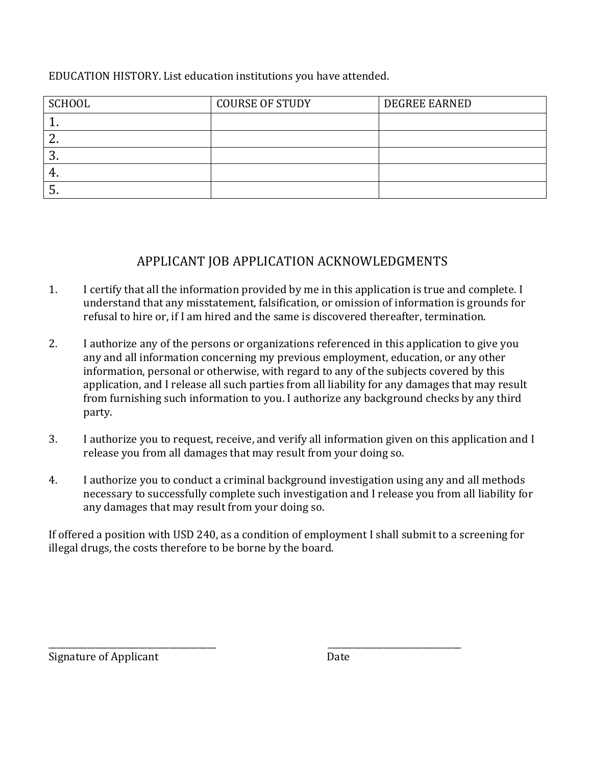EDUCATION HISTORY. List education institutions you have attended.

| SCHOOL | COURSE OF STUDY | DEGREE EARNED |
|---|---|---|
| 1. | | |
| 2. | | |
| 3. | | |
| 4. | | |
| 5. | | |

## APPLICANT JOB APPLICATION ACKNOWLEDGMENTS

1. I certify that all the information provided by me in this application is true and complete. I understand that any misstatement, falsification, or omission of information is grounds for refusal to hire or, if I am hired and the same is discovered thereafter, termination.

2. I authorize any of the persons or organizations referenced in this application to give you any and all information concerning my previous employment, education, or any other information, personal or otherwise, with regard to any of the subjects covered by this application, and I release all such parties from all liability for any damages that may result from furnishing such information to you. I authorize any background checks by any third party.

3. I authorize you to request, receive, and verify all information given on this application and I release you from all damages that may result from your doing so.

4. I authorize you to conduct a criminal background investigation using any and all methods necessary to successfully complete such investigation and I release you from all liability for any damages that may result from your doing so.

If offered a position with USD 240, as a condition of employment I shall submit to a screening for illegal drugs, the costs therefore to be borne by the board.

______________________________________ ______________________________

Signature of Applicant Date